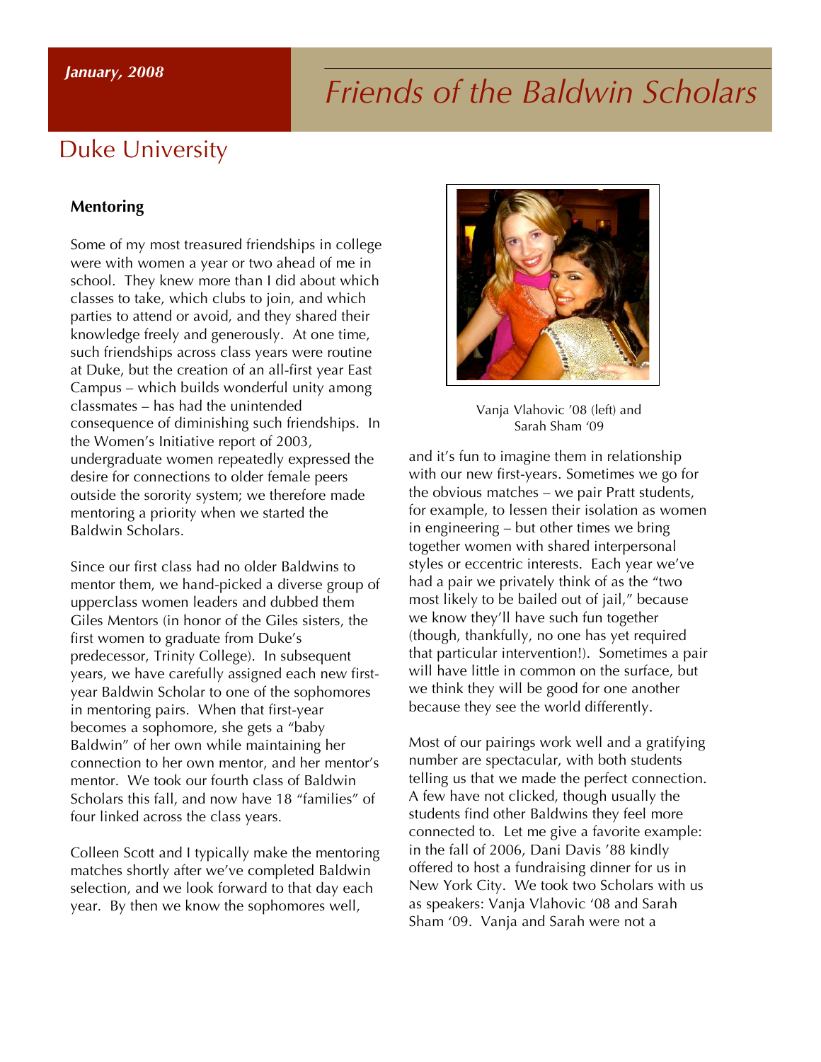*January, 2008*

# *Friends of the Baldwin Scholars*

## Duke University

### Mentoring

Some of my most treasured friendships in college were with women a year or two ahead of me in school. They knew more than I did about which classes to take, which clubs to join, and which parties to attend or avoid, and they shared their knowledge freely and generously. At one time, such friendships across class years were routine at Duke, but the creation of an all-first year East Campus – which builds wonderful unity among classmates – has had the unintended consequence of diminishing such friendships. In the Women's Initiative report of 2003, undergraduate women repeatedly expressed the desire for connections to older female peers outside the sorority system; we therefore made mentoring a priority when we started the Baldwin Scholars.

Since our first class had no older Baldwins to mentor them, we hand-picked a diverse group of upperclass women leaders and dubbed them Giles Mentors (in honor of the Giles sisters, the first women to graduate from Duke's predecessor, Trinity College). In subsequent years, we have carefully assigned each new first-year Baldwin Scholar to one of the sophomores in mentoring pairs. When that first-year becomes a sophomore, she gets a "baby Baldwin" of her own while maintaining her connection to her own mentor, and her mentor's mentor. We took our fourth class of Baldwin Scholars this fall, and now have 18 "families" of four linked across the class years.

Colleen Scott and I typically make the mentoring matches shortly after we've completed Baldwin selection, and we look forward to that day each year. By then we know the sophomores well, and it's fun to imagine them in relationship with our new first-years. Sometimes we go for the obvious matches – we pair Pratt students, for example, to lessen their isolation as women in engineering – but other times we bring together women with shared interpersonal styles or eccentric interests. Each year we've had a pair we privately think of as the "two most likely to be bailed out of jail," because we know they'll have such fun together (though, thankfully, no one has yet required that particular intervention!). Sometimes a pair will have little in common on the surface, but we think they will be good for one another because they see the world differently.

Vanja Vlahovic '08 (left) and Sarah Sham '09

Most of our pairings work well and a gratifying number are spectacular, with both students telling us that we made the perfect connection. A few have not clicked, though usually the students find other Baldwins they feel more connected to. Let me give a favorite example: in the fall of 2006, Dani Davis '88 kindly offered to host a fundraising dinner for us in New York City. We took two Scholars with us as speakers: Vanja Vlahovic '08 and Sarah Sham '09. Vanja and Sarah were not a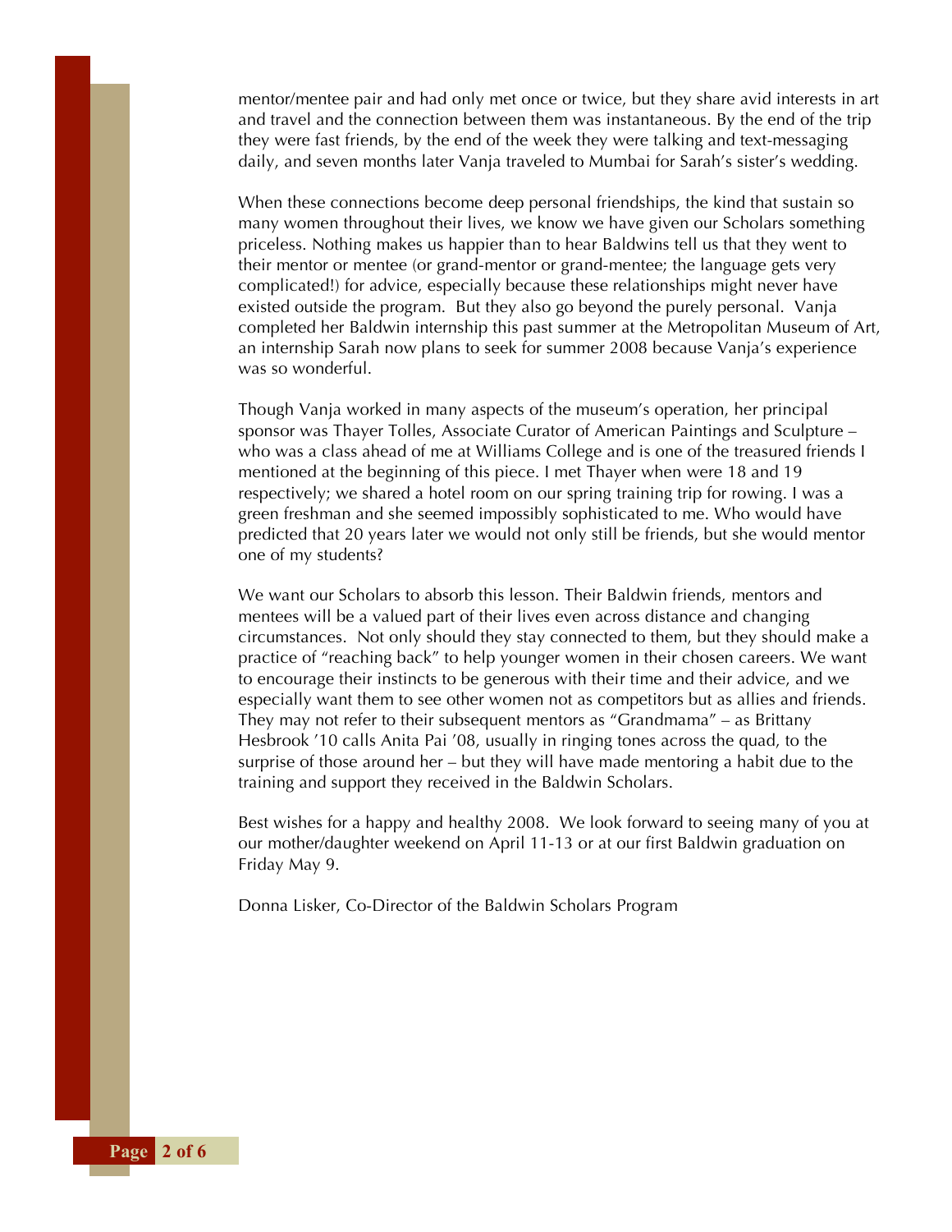mentor/mentee pair and had only met once or twice, but they share avid interests in art and travel and the connection between them was instantaneous. By the end of the trip they were fast friends, by the end of the week they were talking and text-messaging daily, and seven months later Vanja traveled to Mumbai for Sarah's sister's wedding.

When these connections become deep personal friendships, the kind that sustain so many women throughout their lives, we know we have given our Scholars something priceless. Nothing makes us happier than to hear Baldwins tell us that they went to their mentor or mentee (or grand-mentor or grand-mentee; the language gets very complicated!) for advice, especially because these relationships might never have existed outside the program. But they also go beyond the purely personal. Vanja completed her Baldwin internship this past summer at the Metropolitan Museum of Art, an internship Sarah now plans to seek for summer 2008 because Vanja's experience was so wonderful.

Though Vanja worked in many aspects of the museum's operation, her principal sponsor was Thayer Tolles, Associate Curator of American Paintings and Sculpture – who was a class ahead of me at Williams College and is one of the treasured friends I mentioned at the beginning of this piece. I met Thayer when were 18 and 19 respectively; we shared a hotel room on our spring training trip for rowing. I was a green freshman and she seemed impossibly sophisticated to me. Who would have predicted that 20 years later we would not only still be friends, but she would mentor one of my students?

We want our Scholars to absorb this lesson. Their Baldwin friends, mentors and mentees will be a valued part of their lives even across distance and changing circumstances. Not only should they stay connected to them, but they should make a practice of "reaching back" to help younger women in their chosen careers. We want to encourage their instincts to be generous with their time and their advice, and we especially want them to see other women not as competitors but as allies and friends. They may not refer to their subsequent mentors as "Grandmama" – as Brittany Hesbrook '10 calls Anita Pai '08, usually in ringing tones across the quad, to the surprise of those around her – but they will have made mentoring a habit due to the training and support they received in the Baldwin Scholars.

Best wishes for a happy and healthy 2008. We look forward to seeing many of you at our mother/daughter weekend on April 11-13 or at our first Baldwin graduation on Friday May 9.

Donna Lisker, Co-Director of the Baldwin Scholars Program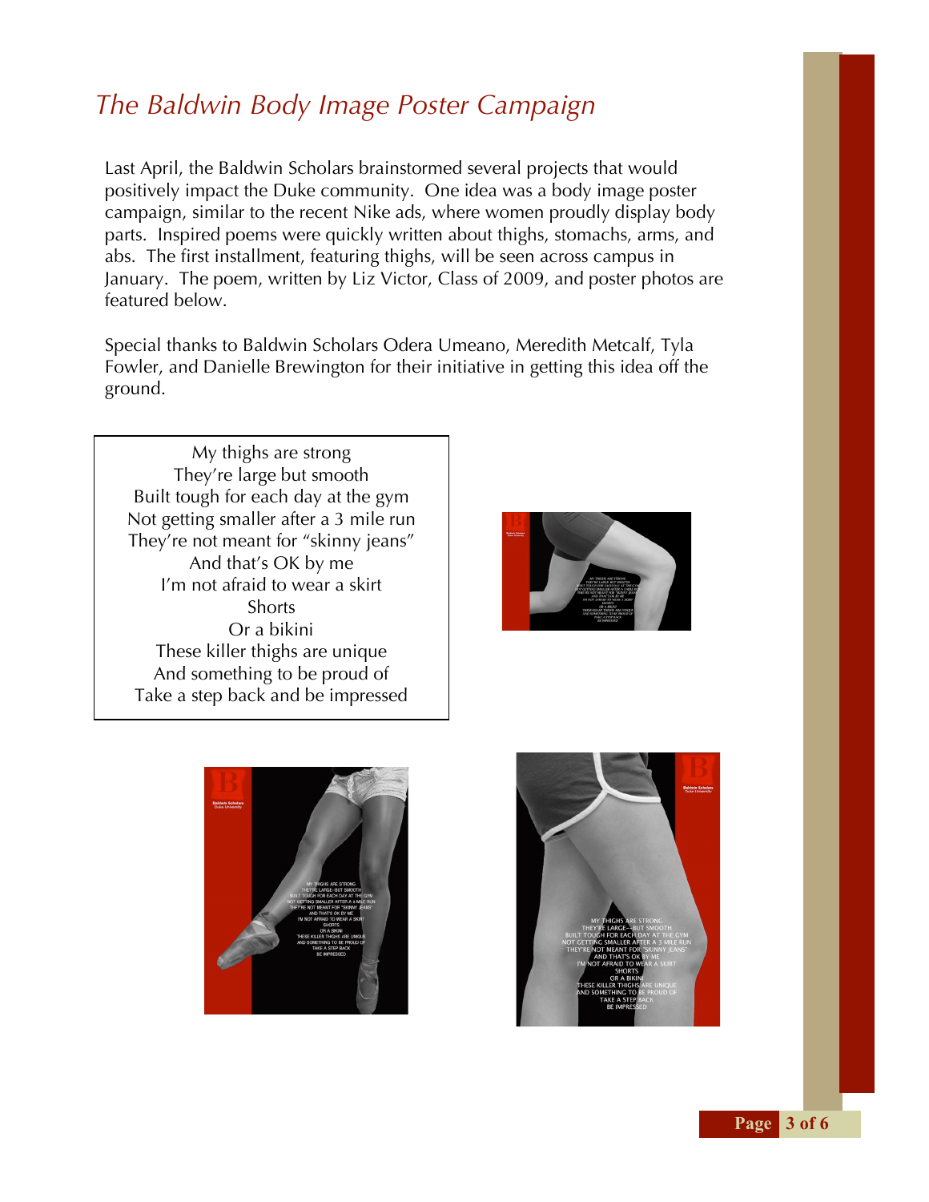# *The Baldwin Body Image Poster Campaign*

Last April, the Baldwin Scholars brainstormed several projects that would positively impact the Duke community. One idea was a body image poster campaign, similar to the recent Nike ads, where women proudly display body parts. Inspired poems were quickly written about thighs, stomachs, arms, and abs. The first installment, featuring thighs, will be seen across campus in January. The poem, written by Liz Victor, Class of 2009, and poster photos are featured below.

Special thanks to Baldwin Scholars Odera Umeano, Meredith Metcalf, Tyla Fowler, and Danielle Brewington for their initiative in getting this idea off the ground.

My thighs are strong
They're large but smooth
Built tough for each day at the gym
Not getting smaller after a 3 mile run
They're not meant for "skinny jeans"
And that's OK by me
I'm not afraid to wear a skirt
Shorts
Or a bikini
These killer thighs are unique
And something to be proud of
Take a step back and be impressed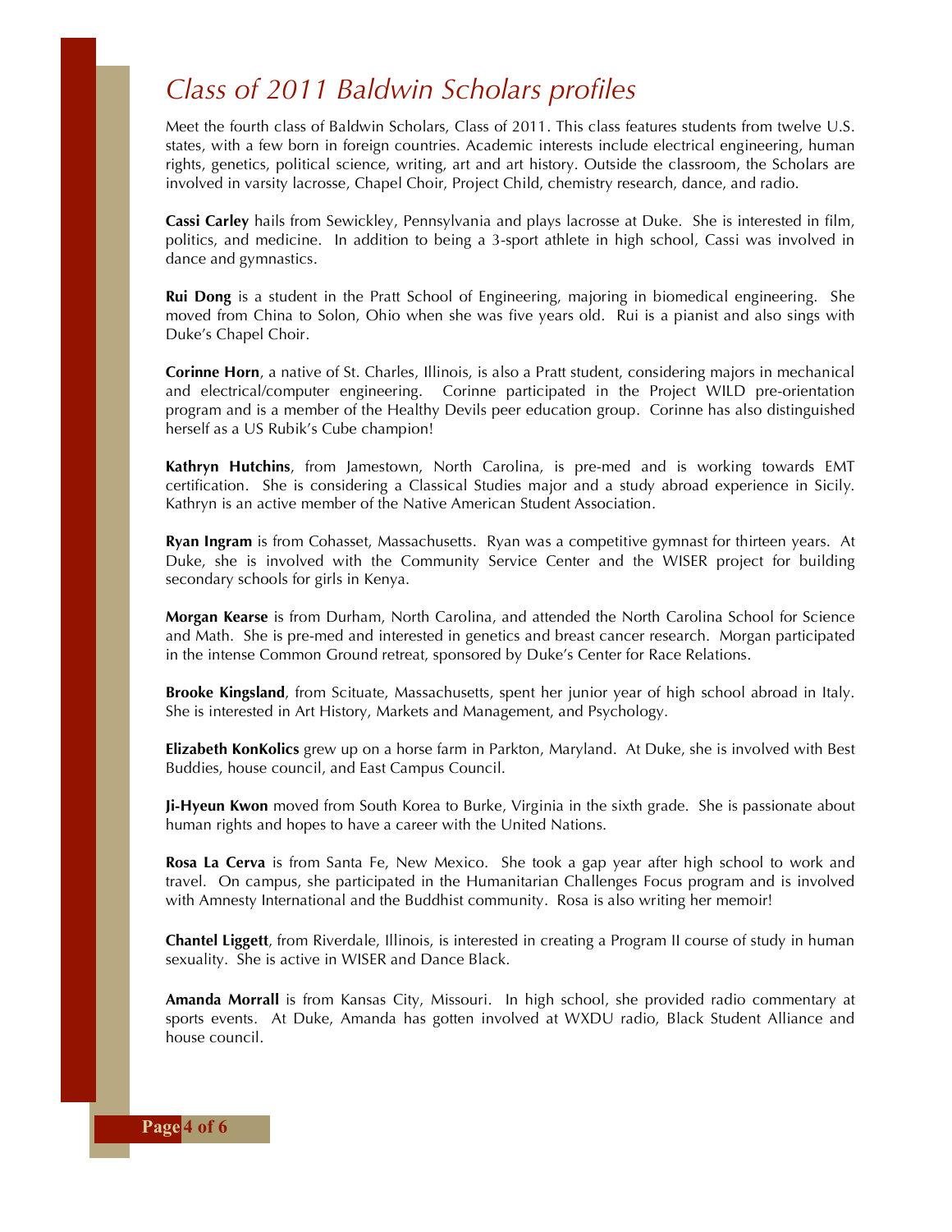# *Class of 2011 Baldwin Scholars profiles*

Meet the fourth class of Baldwin Scholars, Class of 2011. This class features students from twelve U.S. states, with a few born in foreign countries. Academic interests include electrical engineering, human rights, genetics, political science, writing, art and art history. Outside the classroom, the Scholars are involved in varsity lacrosse, Chapel Choir, Project Child, chemistry research, dance, and radio.

**Cassi Carley** hails from Sewickley, Pennsylvania and plays lacrosse at Duke. She is interested in film, politics, and medicine. In addition to being a 3-sport athlete in high school, Cassi was involved in dance and gymnastics.

**Rui Dong** is a student in the Pratt School of Engineering, majoring in biomedical engineering. She moved from China to Solon, Ohio when she was five years old. Rui is a pianist and also sings with Duke's Chapel Choir.

**Corinne Horn**, a native of St. Charles, Illinois, is also a Pratt student, considering majors in mechanical and electrical/computer engineering. Corinne participated in the Project WILD pre-orientation program and is a member of the Healthy Devils peer education group. Corinne has also distinguished herself as a US Rubik's Cube champion!

**Kathryn Hutchins**, from Jamestown, North Carolina, is pre-med and is working towards EMT certification. She is considering a Classical Studies major and a study abroad experience in Sicily. Kathryn is an active member of the Native American Student Association.

**Ryan Ingram** is from Cohasset, Massachusetts. Ryan was a competitive gymnast for thirteen years. At Duke, she is involved with the Community Service Center and the WISER project for building secondary schools for girls in Kenya.

**Morgan Kearse** is from Durham, North Carolina, and attended the North Carolina School for Science and Math. She is pre-med and interested in genetics and breast cancer research. Morgan participated in the intense Common Ground retreat, sponsored by Duke's Center for Race Relations.

**Brooke Kingsland**, from Scituate, Massachusetts, spent her junior year of high school abroad in Italy. She is interested in Art History, Markets and Management, and Psychology.

**Elizabeth KonKolics** grew up on a horse farm in Parkton, Maryland. At Duke, she is involved with Best Buddies, house council, and East Campus Council.

**Ji-Hyeun Kwon** moved from South Korea to Burke, Virginia in the sixth grade. She is passionate about human rights and hopes to have a career with the United Nations.

**Rosa La Cerva** is from Santa Fe, New Mexico. She took a gap year after high school to work and travel. On campus, she participated in the Humanitarian Challenges Focus program and is involved with Amnesty International and the Buddhist community. Rosa is also writing her memoir!

**Chantel Liggett**, from Riverdale, Illinois, is interested in creating a Program II course of study in human sexuality. She is active in WISER and Dance Black.

**Amanda Morrall** is from Kansas City, Missouri. In high school, she provided radio commentary at sports events. At Duke, Amanda has gotten involved at WXDU radio, Black Student Alliance and house council.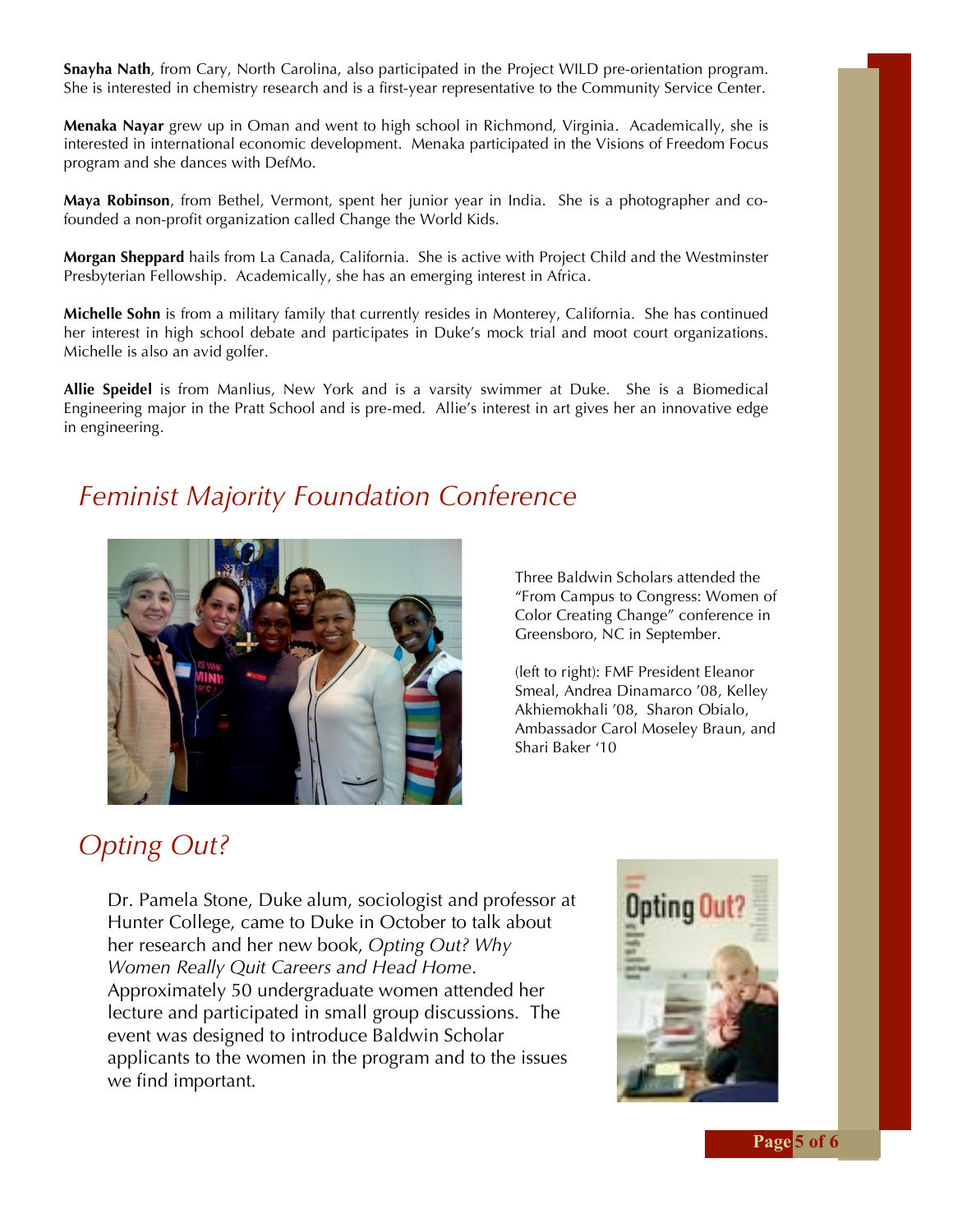**Snayha Nath**, from Cary, North Carolina, also participated in the Project WILD pre-orientation program. She is interested in chemistry research and is a first-year representative to the Community Service Center.

**Menaka Nayar** grew up in Oman and went to high school in Richmond, Virginia. Academically, she is interested in international economic development. Menaka participated in the Visions of Freedom Focus program and she dances with DefMo.

**Maya Robinson**, from Bethel, Vermont, spent her junior year in India. She is a photographer and co-founded a non-profit organization called Change the World Kids.

**Morgan Sheppard** hails from La Canada, California. She is active with Project Child and the Westminster Presbyterian Fellowship. Academically, she has an emerging interest in Africa.

**Michelle Sohn** is from a military family that currently resides in Monterey, California. She has continued her interest in high school debate and participates in Duke's mock trial and moot court organizations. Michelle is also an avid golfer.

**Allie Speidel** is from Manlius, New York and is a varsity swimmer at Duke. She is a Biomedical Engineering major in the Pratt School and is pre-med. Allie's interest in art gives her an innovative edge in engineering.

## *Feminist Majority Foundation Conference*

Three Baldwin Scholars attended the "From Campus to Congress: Women of Color Creating Change" conference in Greensboro, NC in September.

(left to right): FMF President Eleanor Smeal, Andrea Dinamarco '08, Kelley Akhiemokhali '08, Sharon Obialo, Ambassador Carol Moseley Braun, and Shari Baker '10

## *Opting Out?*

Dr. Pamela Stone, Duke alum, sociologist and professor at Hunter College, came to Duke in October to talk about her research and her new book, *Opting Out? Why Women Really Quit Careers and Head Home*. Approximately 50 undergraduate women attended her lecture and participated in small group discussions. The event was designed to introduce Baldwin Scholar applicants to the women in the program and to the issues we find important.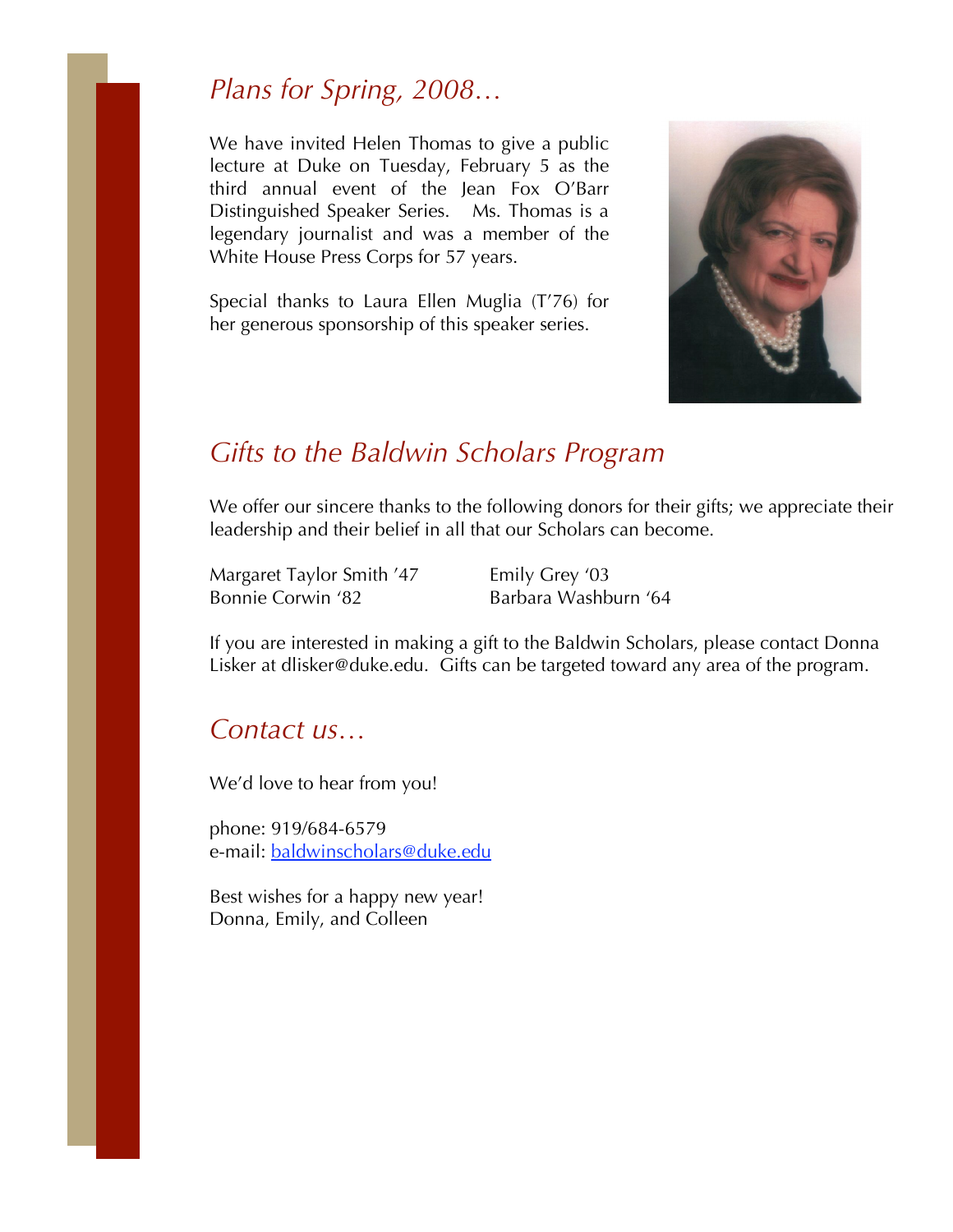## *Plans for Spring, 2008…*

We have invited Helen Thomas to give a public lecture at Duke on Tuesday, February 5 as the third annual event of the Jean Fox O'Barr Distinguished Speaker Series. Ms. Thomas is a legendary journalist and was a member of the White House Press Corps for 57 years.

Special thanks to Laura Ellen Muglia (T'76) for her generous sponsorship of this speaker series.

## *Gifts to the Baldwin Scholars Program*

We offer our sincere thanks to the following donors for their gifts; we appreciate their leadership and their belief in all that our Scholars can become.

- Margaret Taylor Smith '47
- Bonnie Corwin '82
- Emily Grey '03
- Barbara Washburn '64

If you are interested in making a gift to the Baldwin Scholars, please contact Donna Lisker at dlisker@duke.edu. Gifts can be targeted toward any area of the program.

## *Contact us…*

We'd love to hear from you!

phone: 919/684-6579
e-mail: baldwinscholars@duke.edu

Best wishes for a happy new year!
Donna, Emily, and Colleen